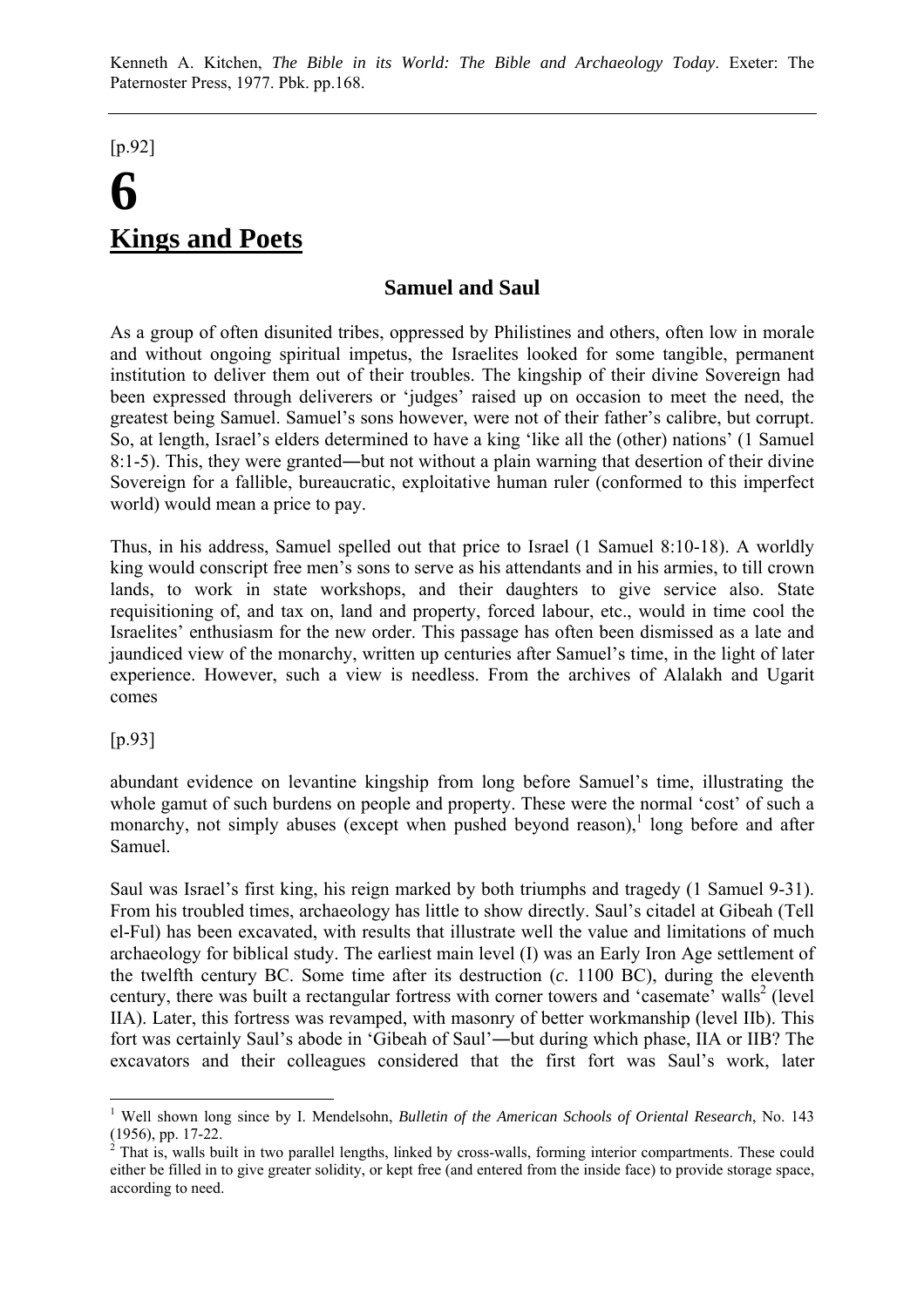Kenneth A. Kitchen, *The Bible in its World: The Bible and Archaeology Today*. Exeter: The Paternoster Press, 1977. Pbk. pp.168.

---

[p.92]

# 6

# Kings and Poets

## Samuel and Saul

As a group of often disunited tribes, oppressed by Philistines and others, often low in morale and without ongoing spiritual impetus, the Israelites looked for some tangible, permanent institution to deliver them out of their troubles. The kingship of their divine Sovereign had been expressed through deliverers or 'judges' raised up on occasion to meet the need, the greatest being Samuel. Samuel's sons however, were not of their father's calibre, but corrupt. So, at length, Israel's elders determined to have a king 'like all the (other) nations' (1 Samuel 8:1-5). This, they were granted―but not without a plain warning that desertion of their divine Sovereign for a fallible, bureaucratic, exploitative human ruler (conformed to this imperfect world) would mean a price to pay.

Thus, in his address, Samuel spelled out that price to Israel (1 Samuel 8:10-18). A worldly king would conscript free men's sons to serve as his attendants and in his armies, to till crown lands, to work in state workshops, and their daughters to give service also. State requisitioning of, and tax on, land and property, forced labour, etc., would in time cool the Israelites' enthusiasm for the new order. This passage has often been dismissed as a late and jaundiced view of the monarchy, written up centuries after Samuel's time, in the light of later experience. However, such a view is needless. From the archives of Alalakh and Ugarit comes

[p.93]

abundant evidence on levantine kingship from long before Samuel's time, illustrating the whole gamut of such burdens on people and property. These were the normal 'cost' of such a monarchy, not simply abuses (except when pushed beyond reason),[1] long before and after Samuel.

Saul was Israel's first king, his reign marked by both triumphs and tragedy (1 Samuel 9-31). From his troubled times, archaeology has little to show directly. Saul's citadel at Gibeah (Tell el-Ful) has been excavated, with results that illustrate well the value and limitations of much archaeology for biblical study. The earliest main level (I) was an Early Iron Age settlement of the twelfth century BC. Some time after its destruction (*c*. 1100 BC), during the eleventh century, there was built a rectangular fortress with corner towers and 'casemate' walls[2] (level IIA). Later, this fortress was revamped, with masonry of better workmanship (level IIb). This fort was certainly Saul's abode in 'Gibeah of Saul'―but during which phase, IIA or IIB? The excavators and their colleagues considered that the first fort was Saul's work, later

---

[1] Well shown long since by I. Mendelsohn, *Bulletin of the American Schools of Oriental Research*, No. 143 (1956), pp. 17-22.

[2] That is, walls built in two parallel lengths, linked by cross-walls, forming interior compartments. These could either be filled in to give greater solidity, or kept free (and entered from the inside face) to provide storage space, according to need.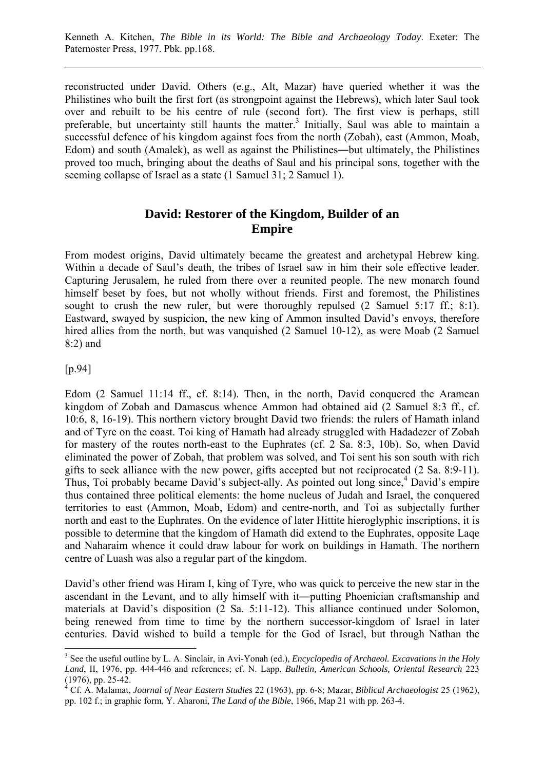reconstructed under David. Others (e.g., Alt, Mazar) have queried whether it was the Philistines who built the first fort (as strongpoint against the Hebrews), which later Saul took over and rebuilt to be his centre of rule (second fort). The first view is perhaps, still preferable, but uncertainty still haunts the matter.[3] Initially, Saul was able to maintain a successful defence of his kingdom against foes from the north (Zobah), east (Ammon, Moab, Edom) and south (Amalek), as well as against the Philistines―but ultimately, the Philistines proved too much, bringing about the deaths of Saul and his principal sons, together with the seeming collapse of Israel as a state (1 Samuel 31; 2 Samuel 1).

## David: Restorer of the Kingdom, Builder of an Empire

From modest origins, David ultimately became the greatest and archetypal Hebrew king. Within a decade of Saul's death, the tribes of Israel saw in him their sole effective leader. Capturing Jerusalem, he ruled from there over a reunited people. The new monarch found himself beset by foes, but not wholly without friends. First and foremost, the Philistines sought to crush the new ruler, but were thoroughly repulsed (2 Samuel 5:17 ff.; 8:1). Eastward, swayed by suspicion, the new king of Ammon insulted David's envoys, therefore hired allies from the north, but was vanquished (2 Samuel 10-12), as were Moab (2 Samuel 8:2) and

[p.94]

Edom (2 Samuel 11:14 ff., cf. 8:14). Then, in the north, David conquered the Aramean kingdom of Zobah and Damascus whence Ammon had obtained aid (2 Samuel 8:3 ff., cf. 10:6, 8, 16-19). This northern victory brought David two friends: the rulers of Hamath inland and of Tyre on the coast. Toi king of Hamath had already struggled with Hadadezer of Zobah for mastery of the routes north-east to the Euphrates (cf. 2 Sa. 8:3, 10b). So, when David eliminated the power of Zobah, that problem was solved, and Toi sent his son south with rich gifts to seek alliance with the new power, gifts accepted but not reciprocated (2 Sa. 8:9-11). Thus, Toi probably became David's subject-ally. As pointed out long since,[4] David's empire thus contained three political elements: the home nucleus of Judah and Israel, the conquered territories to east (Ammon, Moab, Edom) and centre-north, and Toi as subjectally further north and east to the Euphrates. On the evidence of later Hittite hieroglyphic inscriptions, it is possible to determine that the kingdom of Hamath did extend to the Euphrates, opposite Laqe and Naharaim whence it could draw labour for work on buildings in Hamath. The northern centre of Luash was also a regular part of the kingdom.

David's other friend was Hiram I, king of Tyre, who was quick to perceive the new star in the ascendant in the Levant, and to ally himself with it―putting Phoenician craftsmanship and materials at David's disposition (2 Sa. 5:11-12). This alliance continued under Solomon, being renewed from time to time by the northern successor-kingdom of Israel in later centuries. David wished to build a temple for the God of Israel, but through Nathan the

---

[3] See the useful outline by L. A. Sinclair, in Avi-Yonah (ed.), *Encyclopedia of Archaeol. Excavations in the Holy Land*, II, 1976, pp. 444-446 and references; cf. N. Lapp, *Bulletin, American Schools, Oriental Research* 223 (1976), pp. 25-42.

[4] Cf. A. Malamat, *Journal of Near Eastern Studies* 22 (1963), pp. 6-8; Mazar, *Biblical Archaeologist* 25 (1962), pp. 102 f.; in graphic form, Y. Aharoni, *The Land of the Bible*, 1966, Map 21 with pp. 263-4.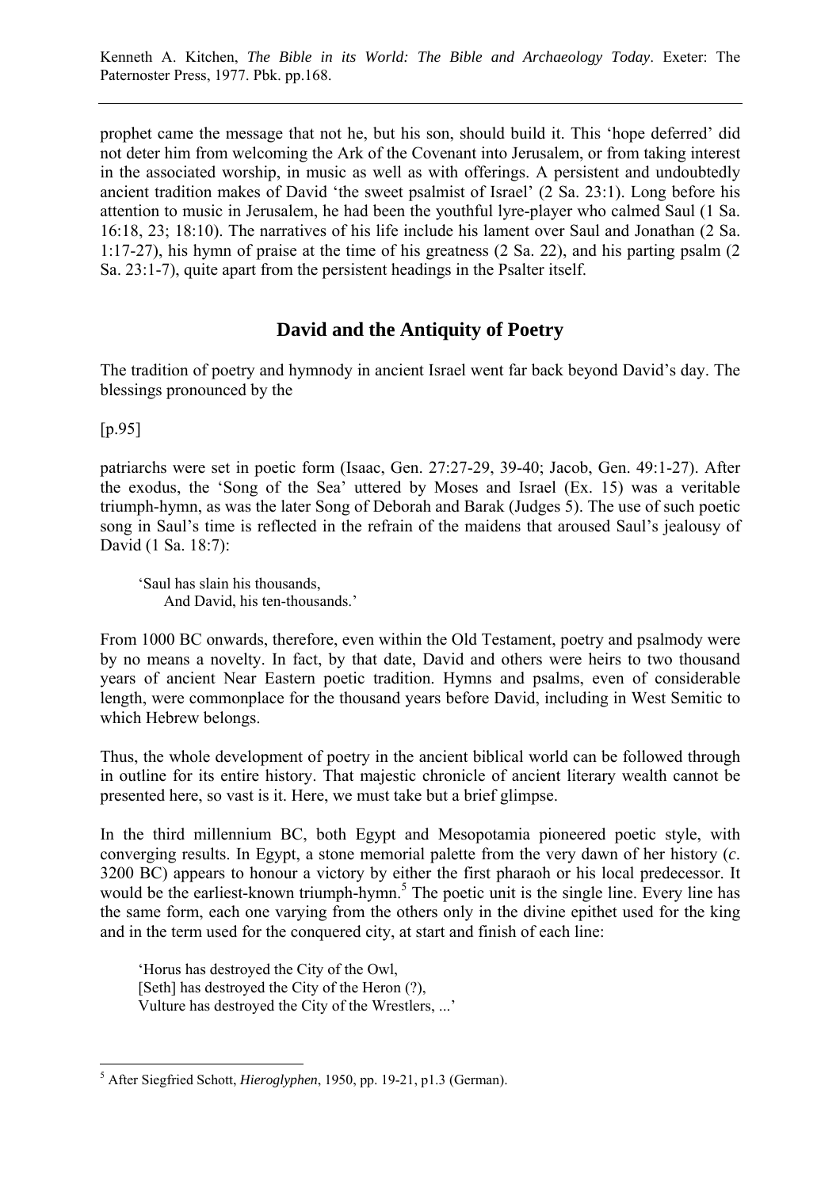prophet came the message that not he, but his son, should build it. This 'hope deferred' did not deter him from welcoming the Ark of the Covenant into Jerusalem, or from taking interest in the associated worship, in music as well as with offerings. A persistent and undoubtedly ancient tradition makes of David 'the sweet psalmist of Israel' (2 Sa. 23:1). Long before his attention to music in Jerusalem, he had been the youthful lyre-player who calmed Saul (1 Sa. 16:18, 23; 18:10). The narratives of his life include his lament over Saul and Jonathan (2 Sa. 1:17-27), his hymn of praise at the time of his greatness (2 Sa. 22), and his parting psalm (2 Sa. 23:1-7), quite apart from the persistent headings in the Psalter itself.

## David and the Antiquity of Poetry

The tradition of poetry and hymnody in ancient Israel went far back beyond David's day. The blessings pronounced by the

[p.95]

patriarchs were set in poetic form (Isaac, Gen. 27:27-29, 39-40; Jacob, Gen. 49:1-27). After the exodus, the 'Song of the Sea' uttered by Moses and Israel (Ex. 15) was a veritable triumph-hymn, as was the later Song of Deborah and Barak (Judges 5). The use of such poetic song in Saul's time is reflected in the refrain of the maidens that aroused Saul's jealousy of David (1 Sa. 18:7):

> 'Saul has slain his thousands,
> And David, his ten-thousands.'

From 1000 BC onwards, therefore, even within the Old Testament, poetry and psalmody were by no means a novelty. In fact, by that date, David and others were heirs to two thousand years of ancient Near Eastern poetic tradition. Hymns and psalms, even of considerable length, were commonplace for the thousand years before David, including in West Semitic to which Hebrew belongs.

Thus, the whole development of poetry in the ancient biblical world can be followed through in outline for its entire history. That majestic chronicle of ancient literary wealth cannot be presented here, so vast is it. Here, we must take but a brief glimpse.

In the third millennium BC, both Egypt and Mesopotamia pioneered poetic style, with converging results. In Egypt, a stone memorial palette from the very dawn of her history (*c*. 3200 BC) appears to honour a victory by either the first pharaoh or his local predecessor. It would be the earliest-known triumph-hymn.[5] The poetic unit is the single line. Every line has the same form, each one varying from the others only in the divine epithet used for the king and in the term used for the conquered city, at start and finish of each line:

> 'Horus has destroyed the City of the Owl,
> [Seth] has destroyed the City of the Heron (?),
> Vulture has destroyed the City of the Wrestlers, ...'

---

[5] After Siegfried Schott, *Hieroglyphen*, 1950, pp. 19-21, p1.3 (German).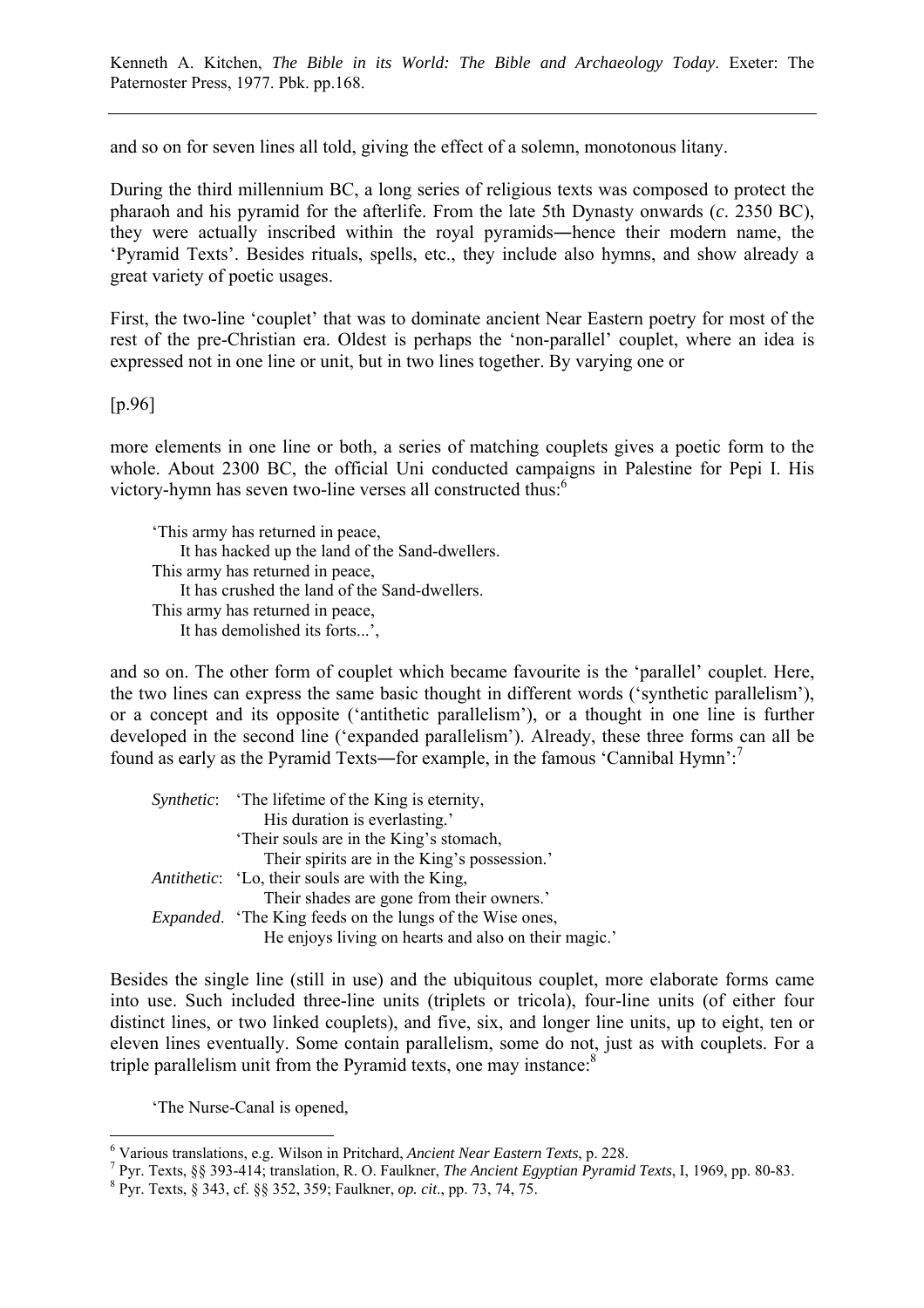and so on for seven lines all told, giving the effect of a solemn, monotonous litany.

During the third millennium BC, a long series of religious texts was composed to protect the pharaoh and his pyramid for the afterlife. From the late 5th Dynasty onwards (*c*. 2350 BC), they were actually inscribed within the royal pyramids―hence their modern name, the 'Pyramid Texts'. Besides rituals, spells, etc., they include also hymns, and show already a great variety of poetic usages.

First, the two-line 'couplet' that was to dominate ancient Near Eastern poetry for most of the rest of the pre-Christian era. Oldest is perhaps the 'non-parallel' couplet, where an idea is expressed not in one line or unit, but in two lines together. By varying one or

[p.96]

more elements in one line or both, a series of matching couplets gives a poetic form to the whole. About 2300 BC, the official Uni conducted campaigns in Palestine for Pepi I. His victory-hymn has seven two-line verses all constructed thus:[6]

> 'This army has returned in peace,
>     It has hacked up the land of the Sand-dwellers.
> This army has returned in peace,
>     It has crushed the land of the Sand-dwellers.
> This army has returned in peace,
>     It has demolished its forts...',

and so on. The other form of couplet which became favourite is the 'parallel' couplet. Here, the two lines can express the same basic thought in different words ('synthetic parallelism'), or a concept and its opposite ('antithetic parallelism'), or a thought in one line is further developed in the second line ('expanded parallelism'). Already, these three forms can all be found as early as the Pyramid Texts―for example, in the famous 'Cannibal Hymn':[7]

> *Synthetic*: 'The lifetime of the King is eternity,
>     His duration is everlasting.'
> 'Their souls are in the King's stomach,
>     Their spirits are in the King's possession.'
> *Antithetic*: 'Lo, their souls are with the King,
>     Their shades are gone from their owners.'
> *Expanded*. 'The King feeds on the lungs of the Wise ones,
>     He enjoys living on hearts and also on their magic.'

Besides the single line (still in use) and the ubiquitous couplet, more elaborate forms came into use. Such included three-line units (triplets or tricola), four-line units (of either four distinct lines, or two linked couplets), and five, six, and longer line units, up to eight, ten or eleven lines eventually. Some contain parallelism, some do not, just as with couplets. For a triple parallelism unit from the Pyramid texts, one may instance:[8]

> 'The Nurse-Canal is opened,

---

[6] Various translations, e.g. Wilson in Pritchard, *Ancient Near Eastern Texts*, p. 228.

[7] Pyr. Texts, §§ 393-414; translation, R. O. Faulkner, *The Ancient Egyptian Pyramid Texts*, I, 1969, pp. 80-83.

[8] Pyr. Texts, § 343, cf. §§ 352, 359; Faulkner, *op. cit*., pp. 73, 74, 75.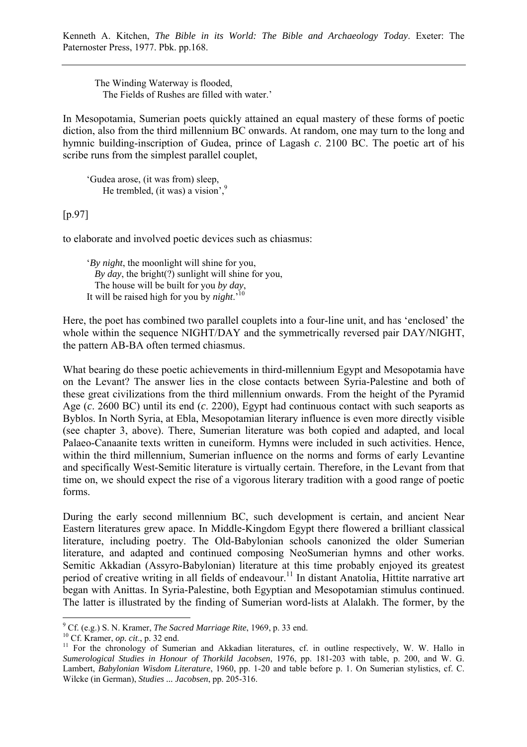The Winding Waterway is flooded,
The Fields of Rushes are filled with water.'

In Mesopotamia, Sumerian poets quickly attained an equal mastery of these forms of poetic diction, also from the third millennium BC onwards. At random, one may turn to the long and hymnic building-inscription of Gudea, prince of Lagash *c*. 2100 BC. The poetic art of his scribe runs from the simplest parallel couplet,

> 'Gudea arose, (it was from) sleep,
> He trembled, (it was) a vision',[9]

[p.97]

to elaborate and involved poetic devices such as chiasmus:

> '*By night*, the moonlight will shine for you,
> *By day*, the bright(?) sunlight will shine for you,
> The house will be built for you *by day*,
> It will be raised high for you by *night*.'[10]

Here, the poet has combined two parallel couplets into a four-line unit, and has 'enclosed' the whole within the sequence NIGHT/DAY and the symmetrically reversed pair DAY/NIGHT, the pattern AB-BA often termed chiasmus.

What bearing do these poetic achievements in third-millennium Egypt and Mesopotamia have on the Levant? The answer lies in the close contacts between Syria-Palestine and both of these great civilizations from the third millennium onwards. From the height of the Pyramid Age (*c*. 2600 BC) until its end (*c*. 2200), Egypt had continuous contact with such seaports as Byblos. In North Syria, at Ebla, Mesopotamian literary influence is even more directly visible (see chapter 3, above). There, Sumerian literature was both copied and adapted, and local Palaeo-Canaanite texts written in cuneiform. Hymns were included in such activities. Hence, within the third millennium, Sumerian influence on the norms and forms of early Levantine and specifically West-Semitic literature is virtually certain. Therefore, in the Levant from that time on, we should expect the rise of a vigorous literary tradition with a good range of poetic forms.

During the early second millennium BC, such development is certain, and ancient Near Eastern literatures grew apace. In Middle-Kingdom Egypt there flowered a brilliant classical literature, including poetry. The Old-Babylonian schools canonized the older Sumerian literature, and adapted and continued composing NeoSumerian hymns and other works. Semitic Akkadian (Assyro-Babylonian) literature at this time probably enjoyed its greatest period of creative writing in all fields of endeavour.[11] In distant Anatolia, Hittite narrative art began with Anittas. In Syria-Palestine, both Egyptian and Mesopotamian stimulus continued. The latter is illustrated by the finding of Sumerian word-lists at Alalakh. The former, by the

---

[9] Cf. (e.g.) S. N. Kramer, *The Sacred Marriage Rite*, 1969, p. 33 end.

[10] Cf. Kramer, *op. cit*., p. 32 end.

[11] For the chronology of Sumerian and Akkadian literatures, cf. in outline respectively, W. W. Hallo in *Sumerological Studies in Honour of Thorkild Jacobsen*, 1976, pp. 181-203 with table, p. 200, and W. G. Lambert, *Babylonian Wisdom Literature*, 1960, pp. 1-20 and table before p. 1. On Sumerian stylistics, cf. C. Wilcke (in German), *Studies ... Jacobsen*, pp. 205-316.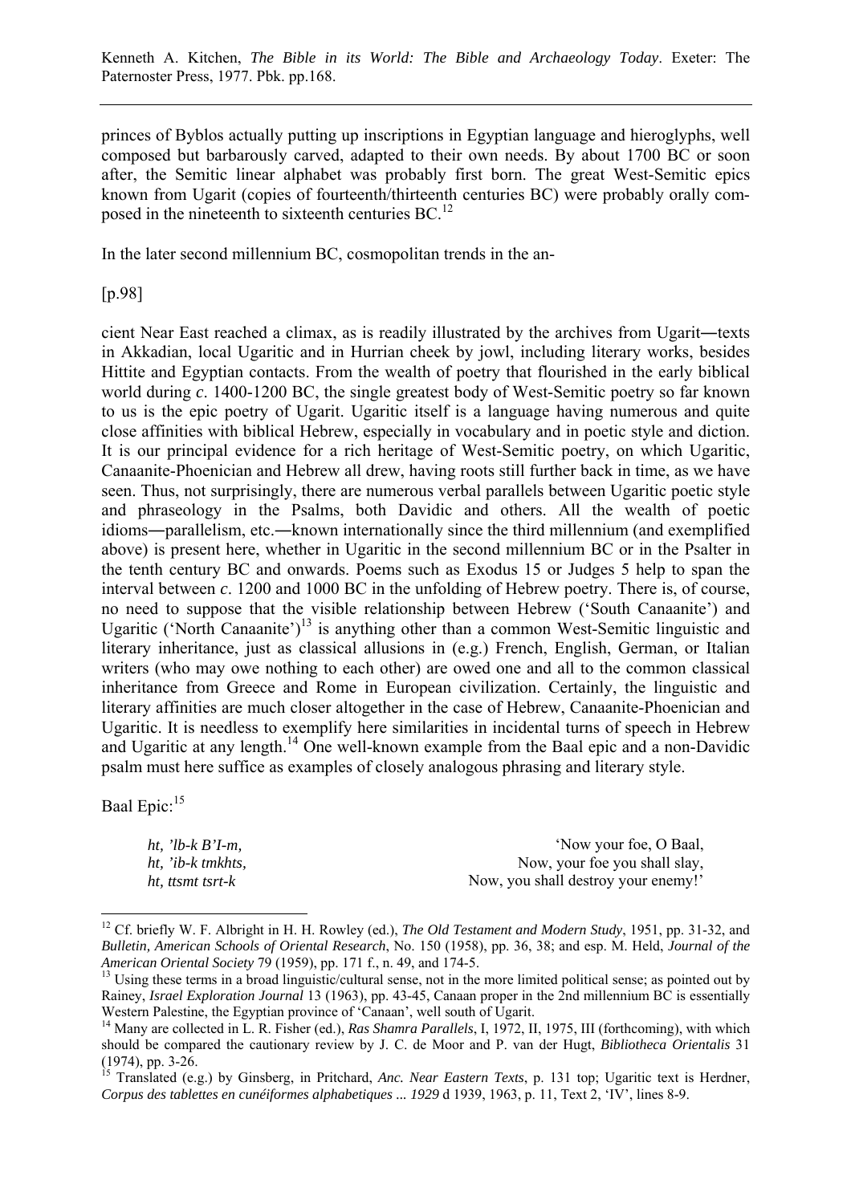princes of Byblos actually putting up inscriptions in Egyptian language and hieroglyphs, well composed but barbarously carved, adapted to their own needs. By about 1700 BC or soon after, the Semitic linear alphabet was probably first born. The great West-Semitic epics known from Ugarit (copies of fourteenth/thirteenth centuries BC) were probably orally composed in the nineteenth to sixteenth centuries BC.[12]

In the later second millennium BC, cosmopolitan trends in the an-

[p.98]

cient Near East reached a climax, as is readily illustrated by the archives from Ugarit―texts in Akkadian, local Ugaritic and in Hurrian cheek by jowl, including literary works, besides Hittite and Egyptian contacts. From the wealth of poetry that flourished in the early biblical world during *c*. 1400-1200 BC, the single greatest body of West-Semitic poetry so far known to us is the epic poetry of Ugarit. Ugaritic itself is a language having numerous and quite close affinities with biblical Hebrew, especially in vocabulary and in poetic style and diction. It is our principal evidence for a rich heritage of West-Semitic poetry, on which Ugaritic, Canaanite-Phoenician and Hebrew all drew, having roots still further back in time, as we have seen. Thus, not surprisingly, there are numerous verbal parallels between Ugaritic poetic style and phraseology in the Psalms, both Davidic and others. All the wealth of poetic idioms―parallelism, etc.―known internationally since the third millennium (and exemplified above) is present here, whether in Ugaritic in the second millennium BC or in the Psalter in the tenth century BC and onwards. Poems such as Exodus 15 or Judges 5 help to span the interval between *c*. 1200 and 1000 BC in the unfolding of Hebrew poetry. There is, of course, no need to suppose that the visible relationship between Hebrew ('South Canaanite') and Ugaritic ('North Canaanite')[13] is anything other than a common West-Semitic linguistic and literary inheritance, just as classical allusions in (e.g.) French, English, German, or Italian writers (who may owe nothing to each other) are owed one and all to the common classical inheritance from Greece and Rome in European civilization. Certainly, the linguistic and literary affinities are much closer altogether in the case of Hebrew, Canaanite-Phoenician and Ugaritic. It is needless to exemplify here similarities in incidental turns of speech in Hebrew and Ugaritic at any length.[14] One well-known example from the Baal epic and a non-Davidic psalm must here suffice as examples of closely analogous phrasing and literary style.

Baal Epic:[15]

| | |
|---|---|
| *ht, 'lb-k B'I-m,* | 'Now your foe, O Baal, |
| *ht, 'ib-k tmkhts,* | Now, your foe you shall slay, |
| *ht, ttsmt tsrt-k* | Now, you shall destroy your enemy!' |

---

[12] Cf. briefly W. F. Albright in H. H. Rowley (ed.), *The Old Testament and Modern Study*, 1951, pp. 31-32, and *Bulletin, American Schools of Oriental Research*, No. 150 (1958), pp. 36, 38; and esp. M. Held, *Journal of the American Oriental Society* 79 (1959), pp. 171 f., n. 49, and 174-5.

[13] Using these terms in a broad linguistic/cultural sense, not in the more limited political sense; as pointed out by Rainey, *Israel Exploration Journal* 13 (1963), pp. 43-45, Canaan proper in the 2nd millennium BC is essentially Western Palestine, the Egyptian province of 'Canaan', well south of Ugarit.

[14] Many are collected in L. R. Fisher (ed.), *Ras Shamra Parallels*, I, 1972, II, 1975, III (forthcoming), with which should be compared the cautionary review by J. C. de Moor and P. van der Hugt, *Bibliotheca Orientalis* 31 (1974), pp. 3-26.

[15] Translated (e.g.) by Ginsberg, in Pritchard, *Anc. Near Eastern Texts*, p. 131 top; Ugaritic text is Herdner, *Corpus des tablettes en cunéiformes alphabetiques ... 1929* d 1939, 1963, p. 11, Text 2, 'IV', lines 8-9.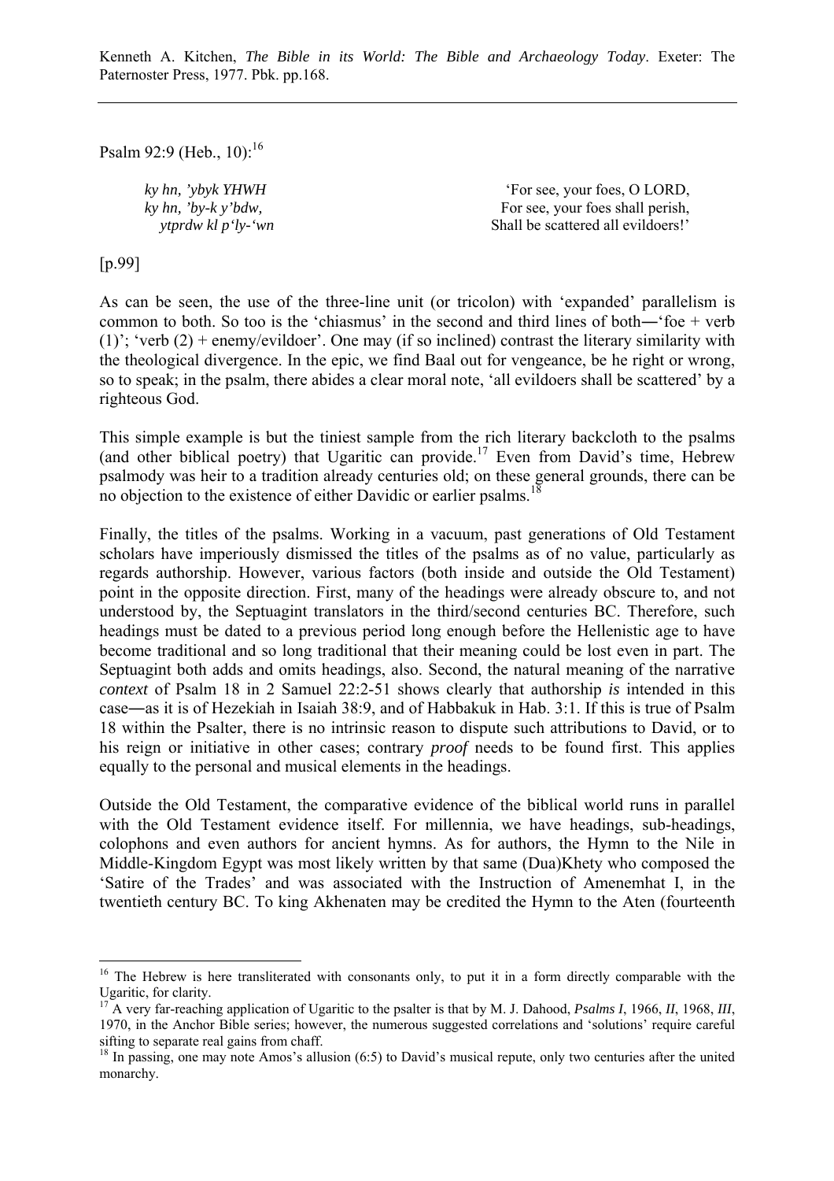Psalm 92:9 (Heb., 10):[16]

| | |
|---|---|
| *ky hn, 'ybyk YHWH* | 'For see, your foes, O LORD, |
| *ky hn, 'by-k y'bdw,* | For see, your foes shall perish, |
| *ytprdw kl p'ly-'wn* | Shall be scattered all evildoers!' |

[p.99]

As can be seen, the use of the three-line unit (or tricolon) with 'expanded' parallelism is common to both. So too is the 'chiasmus' in the second and third lines of both―'foe + verb (1)'; 'verb (2) + enemy/evildoer'. One may (if so inclined) contrast the literary similarity with the theological divergence. In the epic, we find Baal out for vengeance, be he right or wrong, so to speak; in the psalm, there abides a clear moral note, 'all evildoers shall be scattered' by a righteous God.

This simple example is but the tiniest sample from the rich literary backcloth to the psalms (and other biblical poetry) that Ugaritic can provide.[17] Even from David's time, Hebrew psalmody was heir to a tradition already centuries old; on these general grounds, there can be no objection to the existence of either Davidic or earlier psalms.[18]

Finally, the titles of the psalms. Working in a vacuum, past generations of Old Testament scholars have imperiously dismissed the titles of the psalms as of no value, particularly as regards authorship. However, various factors (both inside and outside the Old Testament) point in the opposite direction. First, many of the headings were already obscure to, and not understood by, the Septuagint translators in the third/second centuries BC. Therefore, such headings must be dated to a previous period long enough before the Hellenistic age to have become traditional and so long traditional that their meaning could be lost even in part. The Septuagint both adds and omits headings, also. Second, the natural meaning of the narrative *context* of Psalm 18 in 2 Samuel 22:2-51 shows clearly that authorship *is* intended in this case―as it is of Hezekiah in Isaiah 38:9, and of Habbakuk in Hab. 3:1. If this is true of Psalm 18 within the Psalter, there is no intrinsic reason to dispute such attributions to David, or to his reign or initiative in other cases; contrary *proof* needs to be found first. This applies equally to the personal and musical elements in the headings.

Outside the Old Testament, the comparative evidence of the biblical world runs in parallel with the Old Testament evidence itself. For millennia, we have headings, sub-headings, colophons and even authors for ancient hymns. As for authors, the Hymn to the Nile in Middle-Kingdom Egypt was most likely written by that same (Dua)Khety who composed the 'Satire of the Trades' and was associated with the Instruction of Amenemhat I, in the twentieth century BC. To king Akhenaten may be credited the Hymn to the Aten (fourteenth

---

[16] The Hebrew is here transliterated with consonants only, to put it in a form directly comparable with the Ugaritic, for clarity.

[17] A very far-reaching application of Ugaritic to the psalter is that by M. J. Dahood, *Psalms I*, 1966, *II*, 1968, *III*, 1970, in the Anchor Bible series; however, the numerous suggested correlations and 'solutions' require careful sifting to separate real gains from chaff.

[18] In passing, one may note Amos's allusion (6:5) to David's musical repute, only two centuries after the united monarchy.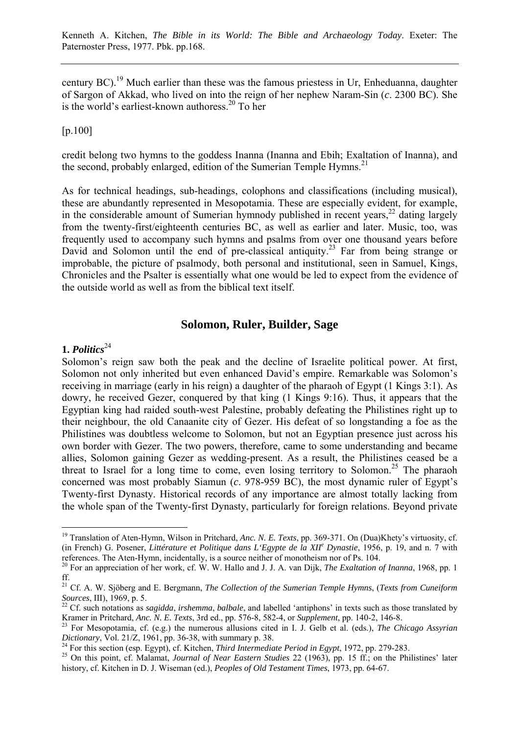century BC).[19] Much earlier than these was the famous priestess in Ur, Enheduanna, daughter of Sargon of Akkad, who lived on into the reign of her nephew Naram-Sin (*c*. 2300 BC). She is the world's earliest-known authoress.[20] To her

[p.100]

credit belong two hymns to the goddess Inanna (Inanna and Ebih; Exaltation of Inanna), and the second, probably enlarged, edition of the Sumerian Temple Hymns.[21]

As for technical headings, sub-headings, colophons and classifications (including musical), these are abundantly represented in Mesopotamia. These are especially evident, for example, in the considerable amount of Sumerian hymnody published in recent years,[22] dating largely from the twenty-first/eighteenth centuries BC, as well as earlier and later. Music, too, was frequently used to accompany such hymns and psalms from over one thousand years before David and Solomon until the end of pre-classical antiquity.[23] Far from being strange or improbable, the picture of psalmody, both personal and institutional, seen in Samuel, Kings, Chronicles and the Psalter is essentially what one would be led to expect from the evidence of the outside world as well as from the biblical text itself.

## Solomon, Ruler, Builder, Sage

### 1. *Politics*[24]

Solomon's reign saw both the peak and the decline of Israelite political power. At first, Solomon not only inherited but even enhanced David's empire. Remarkable was Solomon's receiving in marriage (early in his reign) a daughter of the pharaoh of Egypt (1 Kings 3:1). As dowry, he received Gezer, conquered by that king (1 Kings 9:16). Thus, it appears that the Egyptian king had raided south-west Palestine, probably defeating the Philistines right up to their neighbour, the old Canaanite city of Gezer. His defeat of so longstanding a foe as the Philistines was doubtless welcome to Solomon, but not an Egyptian presence just across his own border with Gezer. The two powers, therefore, came to some understanding and became allies, Solomon gaining Gezer as wedding-present. As a result, the Philistines ceased be a threat to Israel for a long time to come, even losing territory to Solomon.[25] The pharaoh concerned was most probably Siamun (*c*. 978-959 BC), the most dynamic ruler of Egypt's Twenty-first Dynasty. Historical records of any importance are almost totally lacking from the whole span of the Twenty-first Dynasty, particularly for foreign relations. Beyond private

---

[19] Translation of Aten-Hymn, Wilson in Pritchard, *Anc. N. E. Texts*, pp. 369-371. On (Dua)Khety's virtuosity, cf. (in French) G. Posener, *Littérature et Politique dans L'Egypte de la XII[e] Dynastie*, 1956, p. 19, and n. 7 with references. The Aten-Hymn, incidentally, is a source neither of monotheism nor of Ps. 104.

[20] For an appreciation of her work, cf. W. W. Hallo and J. J. A. van Dijk, *The Exaltation of Inanna*, 1968, pp. 1 ff.

[21] Cf. A. W. Sjöberg and E. Bergmann, *The Collection of the Sumerian Temple Hymns*, (*Texts from Cuneiform Sources*, III), 1969, p. 5.

[22] Cf. such notations as *sagidda*, *irshemma*, *balbale*, and labelled 'antiphons' in texts such as those translated by Kramer in Pritchard, *Anc. N. E. Texts*, 3rd ed., pp. 576-8, 582-4, or *Supplement*, pp. 140-2, 146-8.

[23] For Mesopotamia, cf. (e.g.) the numerous allusions cited in I. J. Gelb et al. (eds.), *The Chicago Assyrian Dictionary*, Vol. 21/Z, 1961, pp. 36-38, with summary p. 38.

[24] For this section (esp. Egypt), cf. Kitchen, *Third Intermediate Period in Egypt*, 1972, pp. 279-283.

[25] On this point, cf. Malamat, *Journal of Near Eastern Studies* 22 (1963), pp. 15 ff.; on the Philistines' later history, cf. Kitchen in D. J. Wiseman (ed.), *Peoples of Old Testament Times*, 1973, pp. 64-67.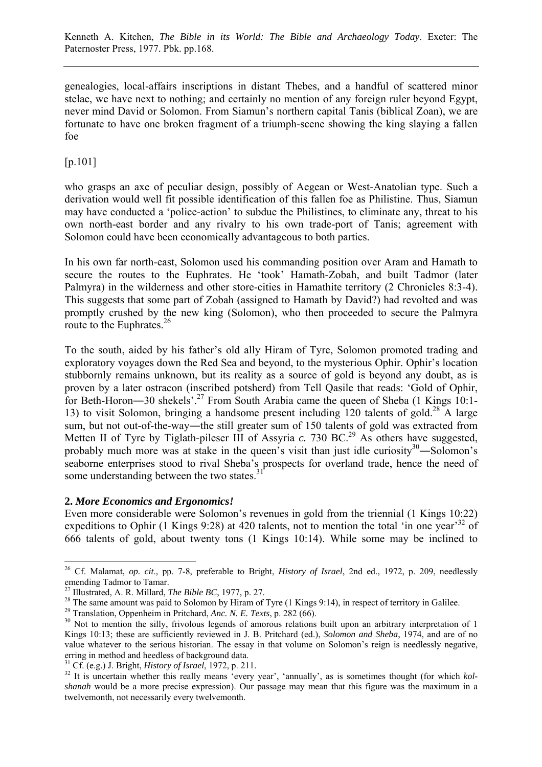genealogies, local-affairs inscriptions in distant Thebes, and a handful of scattered minor stelae, we have next to nothing; and certainly no mention of any foreign ruler beyond Egypt, never mind David or Solomon. From Siamun's northern capital Tanis (biblical Zoan), we are fortunate to have one broken fragment of a triumph-scene showing the king slaying a fallen foe

[p.101]

who grasps an axe of peculiar design, possibly of Aegean or West-Anatolian type. Such a derivation would well fit possible identification of this fallen foe as Philistine. Thus, Siamun may have conducted a 'police-action' to subdue the Philistines, to eliminate any, threat to his own north-east border and any rivalry to his own trade-port of Tanis; agreement with Solomon could have been economically advantageous to both parties.

In his own far north-east, Solomon used his commanding position over Aram and Hamath to secure the routes to the Euphrates. He 'took' Hamath-Zobah, and built Tadmor (later Palmyra) in the wilderness and other store-cities in Hamathite territory (2 Chronicles 8:3-4). This suggests that some part of Zobah (assigned to Hamath by David?) had revolted and was promptly crushed by the new king (Solomon), who then proceeded to secure the Palmyra route to the Euphrates.[26]

To the south, aided by his father's old ally Hiram of Tyre, Solomon promoted trading and exploratory voyages down the Red Sea and beyond, to the mysterious Ophir. Ophir's location stubbornly remains unknown, but its reality as a source of gold is beyond any doubt, as is proven by a later ostracon (inscribed potsherd) from Tell Qasile that reads: 'Gold of Ophir, for Beth-Horon―30 shekels'.[27] From South Arabia came the queen of Sheba (1 Kings 10:1-13) to visit Solomon, bringing a handsome present including 120 talents of gold.[28] A large sum, but not out-of-the-way―the still greater sum of 150 talents of gold was extracted from Metten II of Tyre by Tiglath-pileser III of Assyria *c.* 730 BC.[29] As others have suggested, probably much more was at stake in the queen's visit than just idle curiosity[30]―Solomon's seaborne enterprises stood to rival Sheba's prospects for overland trade, hence the need of some understanding between the two states.[31]

**2.** ***More Economics and Ergonomics!***

Even more considerable were Solomon's revenues in gold from the triennial (1 Kings 10:22) expeditions to Ophir (1 Kings 9:28) at 420 talents, not to mention the total 'in one year'[32] of 666 talents of gold, about twenty tons (1 Kings 10:14). While some may be inclined to

---

[26] Cf. Malamat, *op. cit*., pp. 7-8, preferable to Bright, *History of Israel*, 2nd ed., 1972, p. 209, needlessly emending Tadmor to Tamar.

[27] Illustrated, A. R. Millard, *The Bible BC*, 1977, p. 27.

[28] The same amount was paid to Solomon by Hiram of Tyre (1 Kings 9:14), in respect of territory in Galilee.

[29] Translation, Oppenheim in Pritchard, *Anc. N. E. Texts*, p. 282 (66).

[30] Not to mention the silly, frivolous legends of amorous relations built upon an arbitrary interpretation of 1 Kings 10:13; these are sufficiently reviewed in J. B. Pritchard (ed.), *Solomon and Sheba*, 1974, and are of no value whatever to the serious historian. The essay in that volume on Solomon's reign is needlessly negative, erring in method and heedless of background data.

[31] Cf. (e.g.) J. Bright, *History of Israel*, 1972, p. 211.

[32] It is uncertain whether this really means 'every year', 'annually', as is sometimes thought (for which *kol-shanah* would be a more precise expression). Our passage may mean that this figure was the maximum in a twelvemonth, not necessarily every twelvemonth.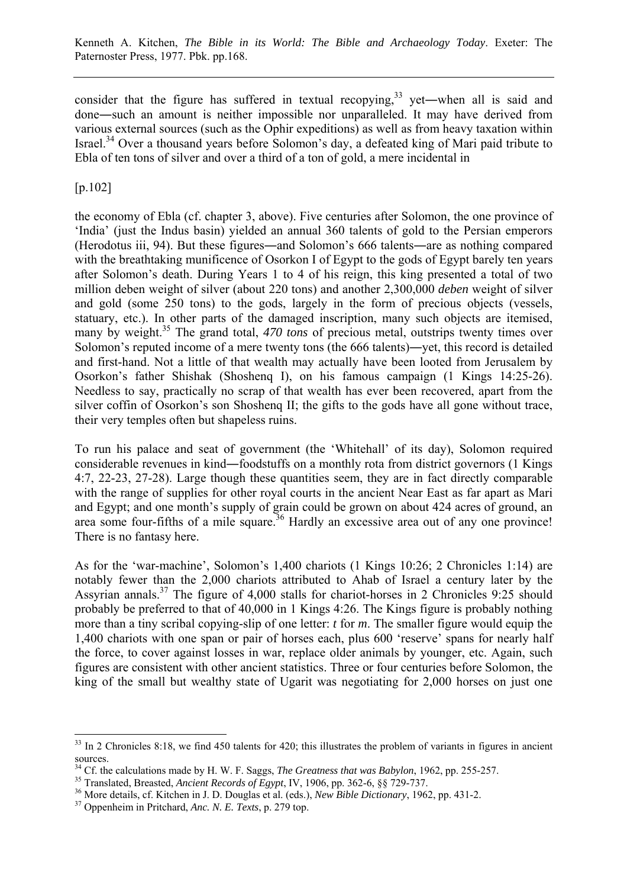consider that the figure has suffered in textual recopying,[33] yet―when all is said and done―such an amount is neither impossible nor unparalleled. It may have derived from various external sources (such as the Ophir expeditions) as well as from heavy taxation within Israel.[34] Over a thousand years before Solomon's day, a defeated king of Mari paid tribute to Ebla of ten tons of silver and over a third of a ton of gold, a mere incidental in

[p.102]

the economy of Ebla (cf. chapter 3, above). Five centuries after Solomon, the one province of 'India' (just the Indus basin) yielded an annual 360 talents of gold to the Persian emperors (Herodotus iii, 94). But these figures―and Solomon's 666 talents―are as nothing compared with the breathtaking munificence of Osorkon I of Egypt to the gods of Egypt barely ten years after Solomon's death. During Years 1 to 4 of his reign, this king presented a total of two million deben weight of silver (about 220 tons) and another 2,300,000 *deben* weight of silver and gold (some 250 tons) to the gods, largely in the form of precious objects (vessels, statuary, etc.). In other parts of the damaged inscription, many such objects are itemised, many by weight.[35] The grand total, *470 tons* of precious metal, outstrips twenty times over Solomon's reputed income of a mere twenty tons (the 666 talents)―yet, this record is detailed and first-hand. Not a little of that wealth may actually have been looted from Jerusalem by Osorkon's father Shishak (Shoshenq I), on his famous campaign (1 Kings 14:25-26). Needless to say, practically no scrap of that wealth has ever been recovered, apart from the silver coffin of Osorkon's son Shoshenq II; the gifts to the gods have all gone without trace, their very temples often but shapeless ruins.

To run his palace and seat of government (the 'Whitehall' of its day), Solomon required considerable revenues in kind―foodstuffs on a monthly rota from district governors (1 Kings 4:7, 22-23, 27-28). Large though these quantities seem, they are in fact directly comparable with the range of supplies for other royal courts in the ancient Near East as far apart as Mari and Egypt; and one month's supply of grain could be grown on about 424 acres of ground, an area some four-fifths of a mile square.[36] Hardly an excessive area out of any one province! There is no fantasy here.

As for the 'war-machine', Solomon's 1,400 chariots (1 Kings 10:26; 2 Chronicles 1:14) are notably fewer than the 2,000 chariots attributed to Ahab of Israel a century later by the Assyrian annals.[37] The figure of 4,000 stalls for chariot-horses in 2 Chronicles 9:25 should probably be preferred to that of 40,000 in 1 Kings 4:26. The Kings figure is probably nothing more than a tiny scribal copying-slip of one letter: *t* for *m*. The smaller figure would equip the 1,400 chariots with one span or pair of horses each, plus 600 'reserve' spans for nearly half the force, to cover against losses in war, replace older animals by younger, etc. Again, such figures are consistent with other ancient statistics. Three or four centuries before Solomon, the king of the small but wealthy state of Ugarit was negotiating for 2,000 horses on just one

---

[33] In 2 Chronicles 8:18, we find 450 talents for 420; this illustrates the problem of variants in figures in ancient sources.

[34] Cf. the calculations made by H. W. F. Saggs, *The Greatness that was Babylon*, 1962, pp. 255-257.

[35] Translated, Breasted, *Ancient Records of Egypt*, IV, 1906, pp. 362-6, §§ 729-737.

[36] More details, cf. Kitchen in J. D. Douglas et al. (eds.), *New Bible Dictionary*, 1962, pp. 431-2.

[37] Oppenheim in Pritchard, *Anc. N. E. Texts*, p. 279 top.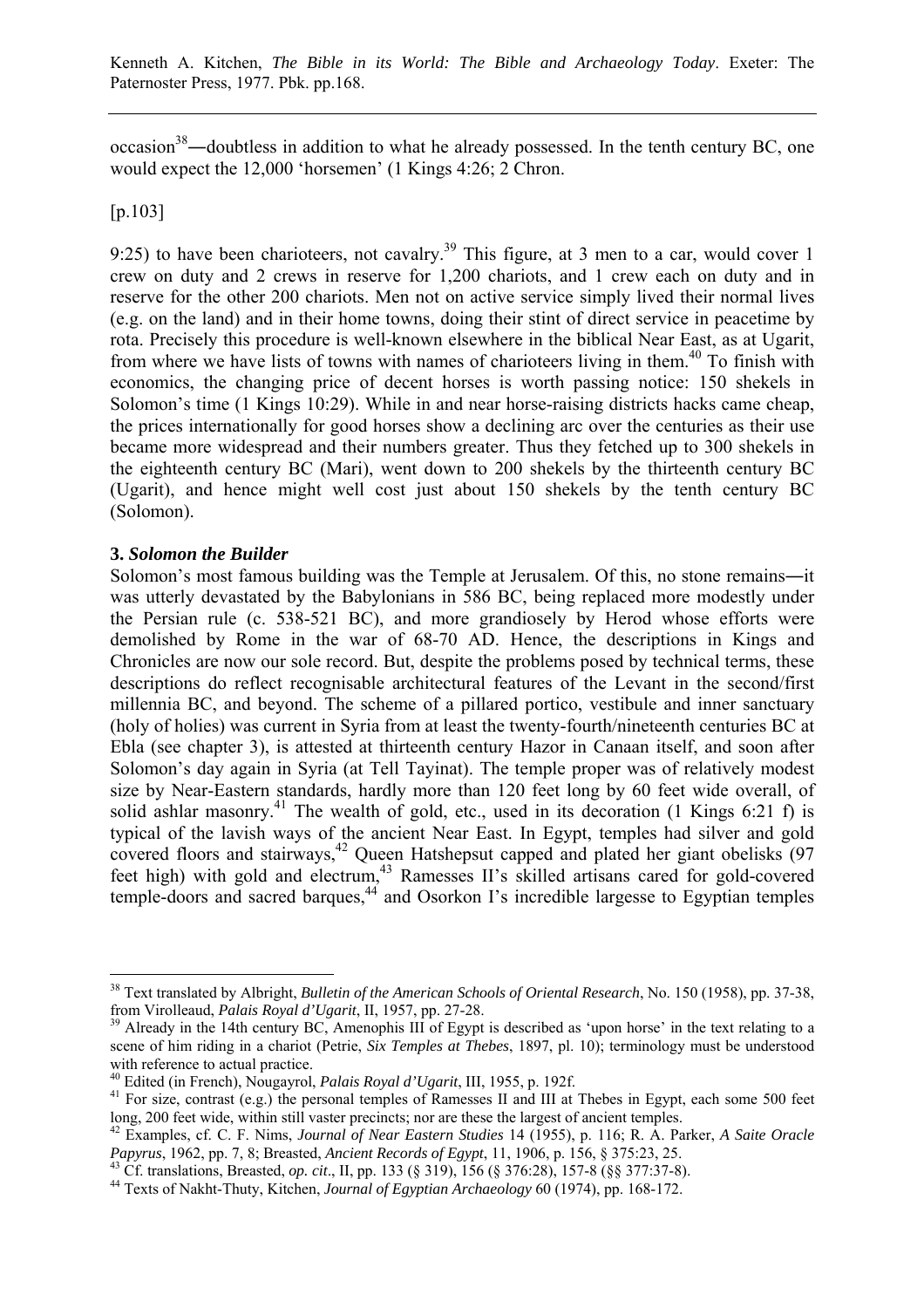occasion[38]―doubtless in addition to what he already possessed. In the tenth century BC, one would expect the 12,000 'horsemen' (1 Kings 4:26; 2 Chron.

[p.103]

9:25) to have been charioteers, not cavalry.[39] This figure, at 3 men to a car, would cover 1 crew on duty and 2 crews in reserve for 1,200 chariots, and 1 crew each on duty and in reserve for the other 200 chariots. Men not on active service simply lived their normal lives (e.g. on the land) and in their home towns, doing their stint of direct service in peacetime by rota. Precisely this procedure is well-known elsewhere in the biblical Near East, as at Ugarit, from where we have lists of towns with names of charioteers living in them.[40] To finish with economics, the changing price of decent horses is worth passing notice: 150 shekels in Solomon's time (1 Kings 10:29). While in and near horse-raising districts hacks came cheap, the prices internationally for good horses show a declining arc over the centuries as their use became more widespread and their numbers greater. Thus they fetched up to 300 shekels in the eighteenth century BC (Mari), went down to 200 shekels by the thirteenth century BC (Ugarit), and hence might well cost just about 150 shekels by the tenth century BC (Solomon).

### 3. *Solomon the Builder*

Solomon's most famous building was the Temple at Jerusalem. Of this, no stone remains―it was utterly devastated by the Babylonians in 586 BC, being replaced more modestly under the Persian rule (c. 538-521 BC), and more grandiosely by Herod whose efforts were demolished by Rome in the war of 68-70 AD. Hence, the descriptions in Kings and Chronicles are now our sole record. But, despite the problems posed by technical terms, these descriptions do reflect recognisable architectural features of the Levant in the second/first millennia BC, and beyond. The scheme of a pillared portico, vestibule and inner sanctuary (holy of holies) was current in Syria from at least the twenty-fourth/nineteenth centuries BC at Ebla (see chapter 3), is attested at thirteenth century Hazor in Canaan itself, and soon after Solomon's day again in Syria (at Tell Tayinat). The temple proper was of relatively modest size by Near-Eastern standards, hardly more than 120 feet long by 60 feet wide overall, of solid ashlar masonry.[41] The wealth of gold, etc., used in its decoration (1 Kings 6:21 f) is typical of the lavish ways of the ancient Near East. In Egypt, temples had silver and gold covered floors and stairways,[42] Queen Hatshepsut capped and plated her giant obelisks (97 feet high) with gold and electrum,[43] Ramesses II's skilled artisans cared for gold-covered temple-doors and sacred barques,[44] and Osorkon I's incredible largesse to Egyptian temples

---

[38] Text translated by Albright, *Bulletin of the American Schools of Oriental Research*, No. 150 (1958), pp. 37-38, from Virolleaud, *Palais Royal d'Ugarit*, II, 1957, pp. 27-28.

[39] Already in the 14th century BC, Amenophis III of Egypt is described as 'upon horse' in the text relating to a scene of him riding in a chariot (Petrie, *Six Temples at Thebes*, 1897, pl. 10); terminology must be understood with reference to actual practice.

[40] Edited (in French), Nougayrol, *Palais Royal d'Ugarit*, III, 1955, p. 192f.

[41] For size, contrast (e.g.) the personal temples of Ramesses II and III at Thebes in Egypt, each some 500 feet long, 200 feet wide, within still vaster precincts; nor are these the largest of ancient temples.

[42] Examples, cf. C. F. Nims, *Journal of Near Eastern Studies* 14 (1955), p. 116; R. A. Parker, *A Saite Oracle Papyrus*, 1962, pp. 7, 8; Breasted, *Ancient Records of Egypt*, 11, 1906, p. 156, § 375:23, 25.

[43] Cf. translations, Breasted, *op. cit*., II, pp. 133 (§ 319), 156 (§ 376:28), 157-8 (§§ 377:37-8).

[44] Texts of Nakht-Thuty, Kitchen, *Journal of Egyptian Archaeology* 60 (1974), pp. 168-172.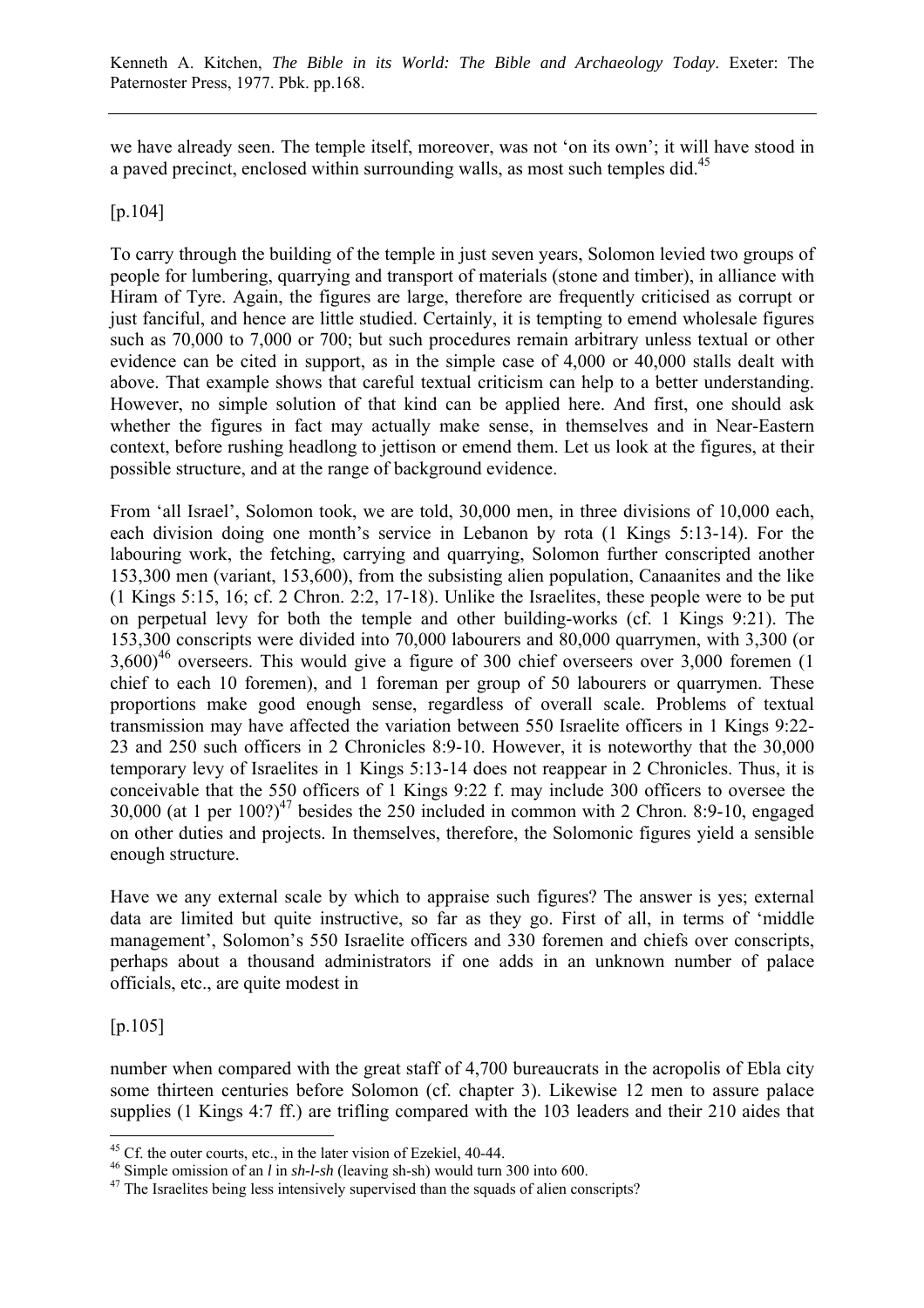we have already seen. The temple itself, moreover, was not 'on its own'; it will have stood in a paved precinct, enclosed within surrounding walls, as most such temples did.[45]

[p.104]

To carry through the building of the temple in just seven years, Solomon levied two groups of people for lumbering, quarrying and transport of materials (stone and timber), in alliance with Hiram of Tyre. Again, the figures are large, therefore are frequently criticised as corrupt or just fanciful, and hence are little studied. Certainly, it is tempting to emend wholesale figures such as 70,000 to 7,000 or 700; but such procedures remain arbitrary unless textual or other evidence can be cited in support, as in the simple case of 4,000 or 40,000 stalls dealt with above. That example shows that careful textual criticism can help to a better understanding. However, no simple solution of that kind can be applied here. And first, one should ask whether the figures in fact may actually make sense, in themselves and in Near-Eastern context, before rushing headlong to jettison or emend them. Let us look at the figures, at their possible structure, and at the range of background evidence.

From 'all Israel', Solomon took, we are told, 30,000 men, in three divisions of 10,000 each, each division doing one month's service in Lebanon by rota (1 Kings 5:13-14). For the labouring work, the fetching, carrying and quarrying, Solomon further conscripted another 153,300 men (variant, 153,600), from the subsisting alien population, Canaanites and the like (1 Kings 5:15, 16; cf. 2 Chron. 2:2, 17-18). Unlike the Israelites, these people were to be put on perpetual levy for both the temple and other building-works (cf. 1 Kings 9:21). The 153,300 conscripts were divided into 70,000 labourers and 80,000 quarrymen, with 3,300 (or 3,600)[46] overseers. This would give a figure of 300 chief overseers over 3,000 foremen (1 chief to each 10 foremen), and 1 foreman per group of 50 labourers or quarrymen. These proportions make good enough sense, regardless of overall scale. Problems of textual transmission may have affected the variation between 550 Israelite officers in 1 Kings 9:22-23 and 250 such officers in 2 Chronicles 8:9-10. However, it is noteworthy that the 30,000 temporary levy of Israelites in 1 Kings 5:13-14 does not reappear in 2 Chronicles. Thus, it is conceivable that the 550 officers of 1 Kings 9:22 f. may include 300 officers to oversee the 30,000 (at 1 per 100?)[47] besides the 250 included in common with 2 Chron. 8:9-10, engaged on other duties and projects. In themselves, therefore, the Solomonic figures yield a sensible enough structure.

Have we any external scale by which to appraise such figures? The answer is yes; external data are limited but quite instructive, so far as they go. First of all, in terms of 'middle management', Solomon's 550 Israelite officers and 330 foremen and chiefs over conscripts, perhaps about a thousand administrators if one adds in an unknown number of palace officials, etc., are quite modest in

[p.105]

number when compared with the great staff of 4,700 bureaucrats in the acropolis of Ebla city some thirteen centuries before Solomon (cf. chapter 3). Likewise 12 men to assure palace supplies (1 Kings 4:7 ff.) are trifling compared with the 103 leaders and their 210 aides that

---

[45] Cf. the outer courts, etc., in the later vision of Ezekiel, 40-44.

[46] Simple omission of an *l* in *sh-l-sh* (leaving sh-sh) would turn 300 into 600.

[47] The Israelites being less intensively supervised than the squads of alien conscripts?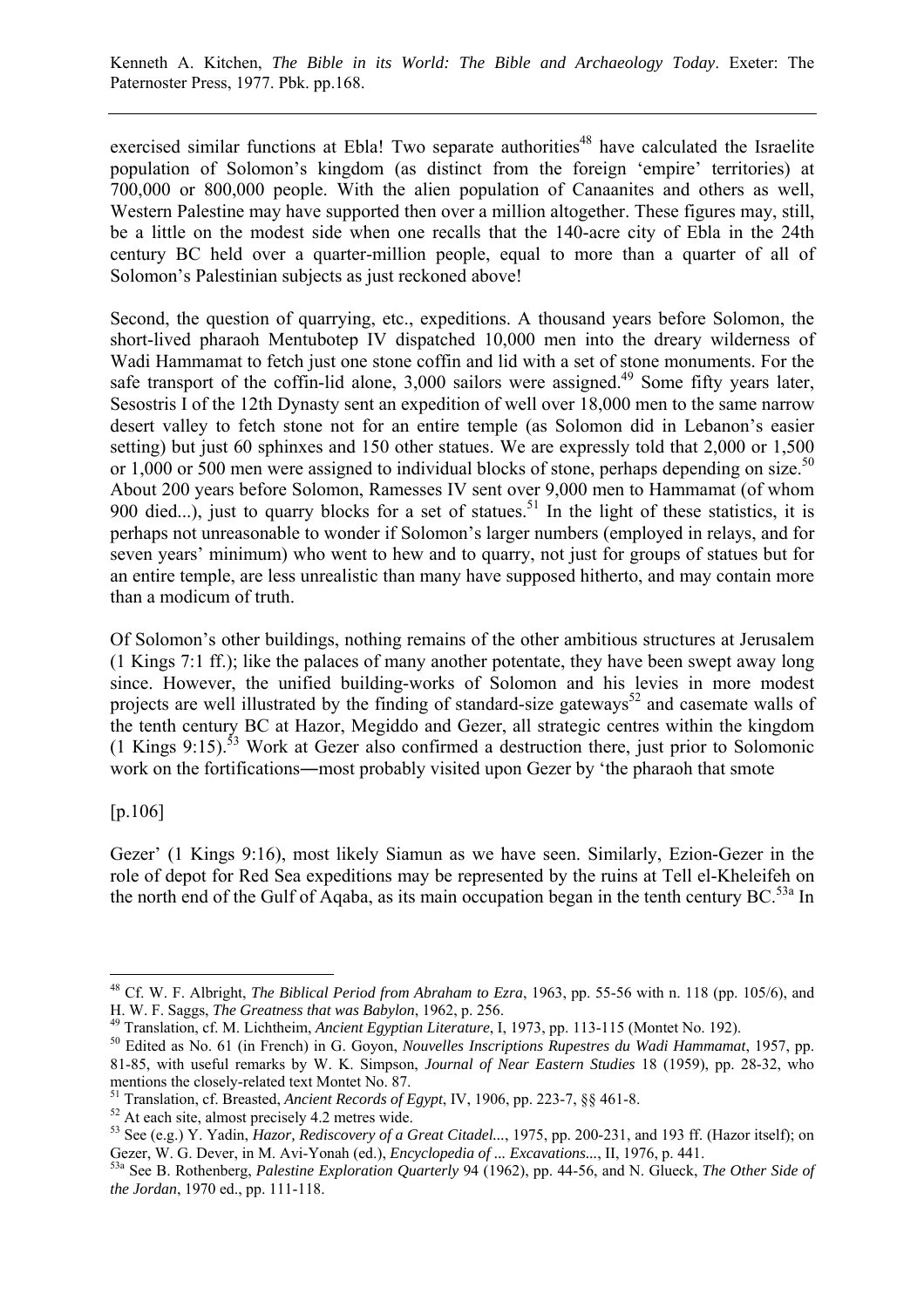exercised similar functions at Ebla! Two separate authorities[48] have calculated the Israelite population of Solomon's kingdom (as distinct from the foreign 'empire' territories) at 700,000 or 800,000 people. With the alien population of Canaanites and others as well, Western Palestine may have supported then over a million altogether. These figures may, still, be a little on the modest side when one recalls that the 140-acre city of Ebla in the 24th century BC held over a quarter-million people, equal to more than a quarter of all of Solomon's Palestinian subjects as just reckoned above!

Second, the question of quarrying, etc., expeditions. A thousand years before Solomon, the short-lived pharaoh Mentubotep IV dispatched 10,000 men into the dreary wilderness of Wadi Hammamat to fetch just one stone coffin and lid with a set of stone monuments. For the safe transport of the coffin-lid alone, 3,000 sailors were assigned.[49] Some fifty years later, Sesostris I of the 12th Dynasty sent an expedition of well over 18,000 men to the same narrow desert valley to fetch stone not for an entire temple (as Solomon did in Lebanon's easier setting) but just 60 sphinxes and 150 other statues. We are expressly told that 2,000 or 1,500 or 1,000 or 500 men were assigned to individual blocks of stone, perhaps depending on size.[50] About 200 years before Solomon, Ramesses IV sent over 9,000 men to Hammamat (of whom 900 died...), just to quarry blocks for a set of statues.[51] In the light of these statistics, it is perhaps not unreasonable to wonder if Solomon's larger numbers (employed in relays, and for seven years' minimum) who went to hew and to quarry, not just for groups of statues but for an entire temple, are less unrealistic than many have supposed hitherto, and may contain more than a modicum of truth.

Of Solomon's other buildings, nothing remains of the other ambitious structures at Jerusalem (1 Kings 7:1 ff.); like the palaces of many another potentate, they have been swept away long since. However, the unified building-works of Solomon and his levies in more modest projects are well illustrated by the finding of standard-size gateways[52] and casemate walls of the tenth century BC at Hazor, Megiddo and Gezer, all strategic centres within the kingdom (1 Kings 9:15).[53] Work at Gezer also confirmed a destruction there, just prior to Solomonic work on the fortifications—most probably visited upon Gezer by 'the pharaoh that smote

[p.106]

Gezer' (1 Kings 9:16), most likely Siamun as we have seen. Similarly, Ezion-Gezer in the role of depot for Red Sea expeditions may be represented by the ruins at Tell el-Kheleifeh on the north end of the Gulf of Aqaba, as its main occupation began in the tenth century BC.[53a] In

---

[48] Cf. W. F. Albright, *The Biblical Period from Abraham to Ezra*, 1963, pp. 55-56 with n. 118 (pp. 105/6), and H. W. F. Saggs, *The Greatness that was Babylon*, 1962, p. 256.

[49] Translation, cf. M. Lichtheim, *Ancient Egyptian Literature*, I, 1973, pp. 113-115 (Montet No. 192).

[50] Edited as No. 61 (in French) in G. Goyon, *Nouvelles Inscriptions Rupestres du Wadi Hammamat*, 1957, pp. 81-85, with useful remarks by W. K. Simpson, *Journal of Near Eastern Studies* 18 (1959), pp. 28-32, who mentions the closely-related text Montet No. 87.

[51] Translation, cf. Breasted, *Ancient Records of Egypt*, IV, 1906, pp. 223-7, §§ 461-8.

[52] At each site, almost precisely 4.2 metres wide.

[53] See (e.g.) Y. Yadin, *Hazor, Rediscovery of a Great Citadel...*, 1975, pp. 200-231, and 193 ff. (Hazor itself); on Gezer, W. G. Dever, in M. Avi-Yonah (ed.), *Encyclopedia of ... Excavations...*, II, 1976, p. 441.

[53a] See B. Rothenberg, *Palestine Exploration Quarterly* 94 (1962), pp. 44-56, and N. Glueck, *The Other Side of the Jordan*, 1970 ed., pp. 111-118.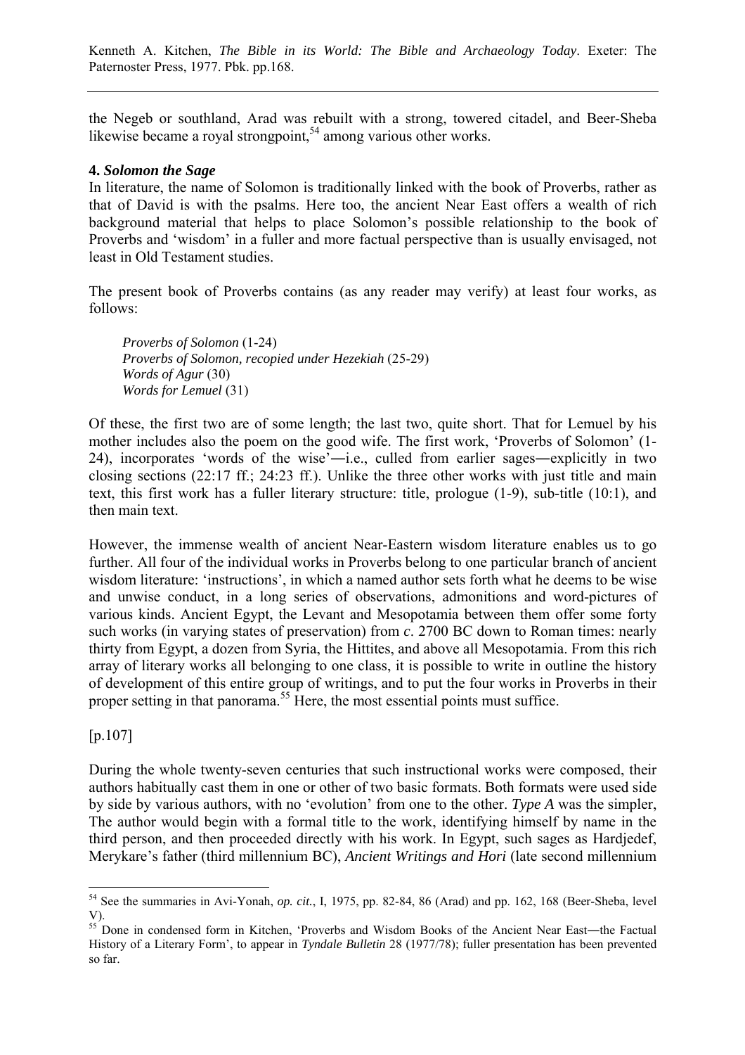the Negeb or southland, Arad was rebuilt with a strong, towered citadel, and Beer-Sheba likewise became a royal strongpoint,[54] among various other works.

**4. *Solomon the Sage***

In literature, the name of Solomon is traditionally linked with the book of Proverbs, rather as that of David is with the psalms. Here too, the ancient Near East offers a wealth of rich background material that helps to place Solomon's possible relationship to the book of Proverbs and 'wisdom' in a fuller and more factual perspective than is usually envisaged, not least in Old Testament studies.

The present book of Proverbs contains (as any reader may verify) at least four works, as follows:

> *Proverbs of Solomon* (1-24)
> *Proverbs of Solomon, recopied under Hezekiah* (25-29)
> *Words of Agur* (30)
> *Words for Lemuel* (31)

Of these, the first two are of some length; the last two, quite short. That for Lemuel by his mother includes also the poem on the good wife. The first work, 'Proverbs of Solomon' (1-24), incorporates 'words of the wise'―i.e., culled from earlier sages―explicitly in two closing sections (22:17 ff.; 24:23 ff.). Unlike the three other works with just title and main text, this first work has a fuller literary structure: title, prologue (1-9), sub-title (10:1), and then main text.

However, the immense wealth of ancient Near-Eastern wisdom literature enables us to go further. All four of the individual works in Proverbs belong to one particular branch of ancient wisdom literature: 'instructions', in which a named author sets forth what he deems to be wise and unwise conduct, in a long series of observations, admonitions and word-pictures of various kinds. Ancient Egypt, the Levant and Mesopotamia between them offer some forty such works (in varying states of preservation) from *c*. 2700 BC down to Roman times: nearly thirty from Egypt, a dozen from Syria, the Hittites, and above all Mesopotamia. From this rich array of literary works all belonging to one class, it is possible to write in outline the history of development of this entire group of writings, and to put the four works in Proverbs in their proper setting in that panorama.[55] Here, the most essential points must suffice.

[p.107]

During the whole twenty-seven centuries that such instructional works were composed, their authors habitually cast them in one or other of two basic formats. Both formats were used side by side by various authors, with no 'evolution' from one to the other. *Type A* was the simpler, The author would begin with a formal title to the work, identifying himself by name in the third person, and then proceeded directly with his work. In Egypt, such sages as Hardjedef, Merykare's father (third millennium BC), *Ancient Writings and Hori* (late second millennium

---

[54] See the summaries in Avi-Yonah, *op. cit.*, I, 1975, pp. 82-84, 86 (Arad) and pp. 162, 168 (Beer-Sheba, level V).

[55] Done in condensed form in Kitchen, 'Proverbs and Wisdom Books of the Ancient Near East―the Factual History of a Literary Form', to appear in *Tyndale Bulletin* 28 (1977/78); fuller presentation has been prevented so far.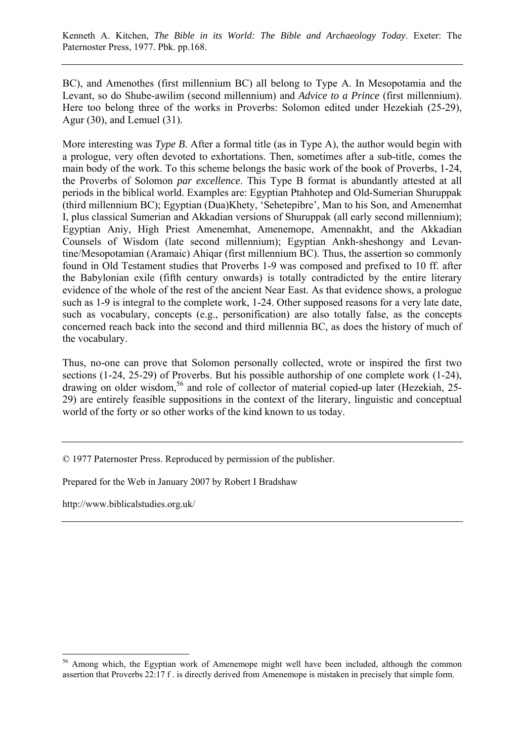BC), and Amenothes (first millennium BC) all belong to Type A. In Mesopotamia and the Levant, so do Shube-awilim (second millennium) and *Advice to a Prince* (first millennium). Here too belong three of the works in Proverbs: Solomon edited under Hezekiah (25-29), Agur (30), and Lemuel (31).

More interesting was *Type B*. After a formal title (as in Type A), the author would begin with a prologue, very often devoted to exhortations. Then, sometimes after a sub-title, comes the main body of the work. To this scheme belongs the basic work of the book of Proverbs, 1-24, the Proverbs of Solomon *par excellence*. This Type B format is abundantly attested at all periods in the biblical world. Examples are: Egyptian Ptahhotep and Old-Sumerian Shuruppak (third millennium BC); Egyptian (Dua)Khety, 'Sehetepibre', Man to his Son, and Amenemhat I, plus classical Sumerian and Akkadian versions of Shuruppak (all early second millennium); Egyptian Aniy, High Priest Amenemhat, Amenemope, Amennakht, and the Akkadian Counsels of Wisdom (late second millennium); Egyptian Ankh-sheshongy and Levantine/Mesopotamian (Aramaic) Ahiqar (first millennium BC). Thus, the assertion so commonly found in Old Testament studies that Proverbs 1-9 was composed and prefixed to 10 ff. after the Babylonian exile (fifth century onwards) is totally contradicted by the entire literary evidence of the whole of the rest of the ancient Near East. As that evidence shows, a prologue such as 1-9 is integral to the complete work, 1-24. Other supposed reasons for a very late date, such as vocabulary, concepts (e.g., personification) are also totally false, as the concepts concerned reach back into the second and third millennia BC, as does the history of much of the vocabulary.

Thus, no-one can prove that Solomon personally collected, wrote or inspired the first two sections (1-24, 25-29) of Proverbs. But his possible authorship of one complete work (1-24), drawing on older wisdom,[56] and role of collector of material copied-up later (Hezekiah, 25-29) are entirely feasible suppositions in the context of the literary, linguistic and conceptual world of the forty or so other works of the kind known to us today.

---

© 1977 Paternoster Press. Reproduced by permission of the publisher.

Prepared for the Web in January 2007 by Robert I Bradshaw

http://www.biblicalstudies.org.uk/

---

[56] Among which, the Egyptian work of Amenemope might well have been included, although the common assertion that Proverbs 22:17 f . is directly derived from Amenemope is mistaken in precisely that simple form.